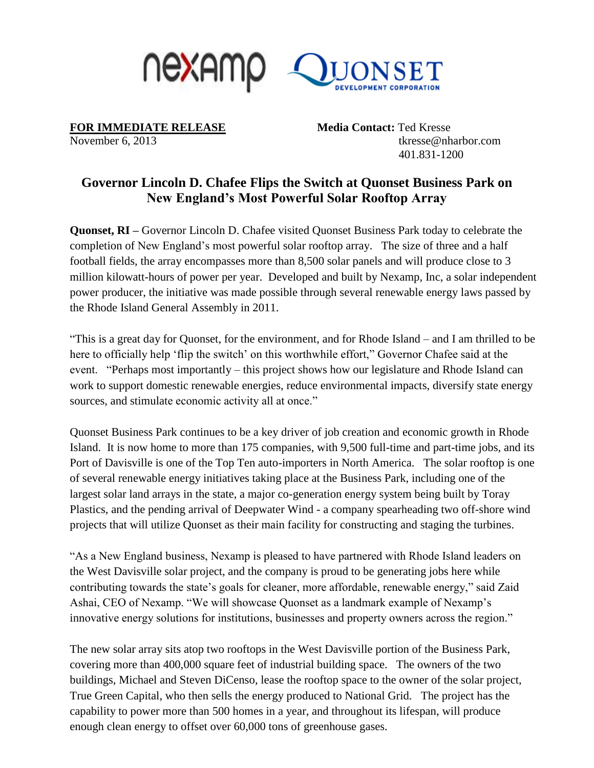nexamp QUONSET DEVELOPMENT CORPORATION

**FOR IMMEDIATE RELEASE**
November 6, 2013

**Media Contact:** Ted Kresse
tkresse@nharbor.com
401.831-1200

# Governor Lincoln D. Chafee Flips the Switch at Quonset Business Park on New England's Most Powerful Solar Rooftop Array

**Quonset, RI –** Governor Lincoln D. Chafee visited Quonset Business Park today to celebrate the completion of New England's most powerful solar rooftop array. The size of three and a half football fields, the array encompasses more than 8,500 solar panels and will produce close to 3 million kilowatt-hours of power per year. Developed and built by Nexamp, Inc, a solar independent power producer, the initiative was made possible through several renewable energy laws passed by the Rhode Island General Assembly in 2011.

"This is a great day for Quonset, for the environment, and for Rhode Island – and I am thrilled to be here to officially help 'flip the switch' on this worthwhile effort," Governor Chafee said at the event. "Perhaps most importantly – this project shows how our legislature and Rhode Island can work to support domestic renewable energies, reduce environmental impacts, diversify state energy sources, and stimulate economic activity all at once."

Quonset Business Park continues to be a key driver of job creation and economic growth in Rhode Island. It is now home to more than 175 companies, with 9,500 full-time and part-time jobs, and its Port of Davisville is one of the Top Ten auto-importers in North America. The solar rooftop is one of several renewable energy initiatives taking place at the Business Park, including one of the largest solar land arrays in the state, a major co-generation energy system being built by Toray Plastics, and the pending arrival of Deepwater Wind - a company spearheading two off-shore wind projects that will utilize Quonset as their main facility for constructing and staging the turbines.

"As a New England business, Nexamp is pleased to have partnered with Rhode Island leaders on the West Davisville solar project, and the company is proud to be generating jobs here while contributing towards the state's goals for cleaner, more affordable, renewable energy," said Zaid Ashai, CEO of Nexamp. "We will showcase Quonset as a landmark example of Nexamp's innovative energy solutions for institutions, businesses and property owners across the region."

The new solar array sits atop two rooftops in the West Davisville portion of the Business Park, covering more than 400,000 square feet of industrial building space. The owners of the two buildings, Michael and Steven DiCenso, lease the rooftop space to the owner of the solar project, True Green Capital, who then sells the energy produced to National Grid. The project has the capability to power more than 500 homes in a year, and throughout its lifespan, will produce enough clean energy to offset over 60,000 tons of greenhouse gases.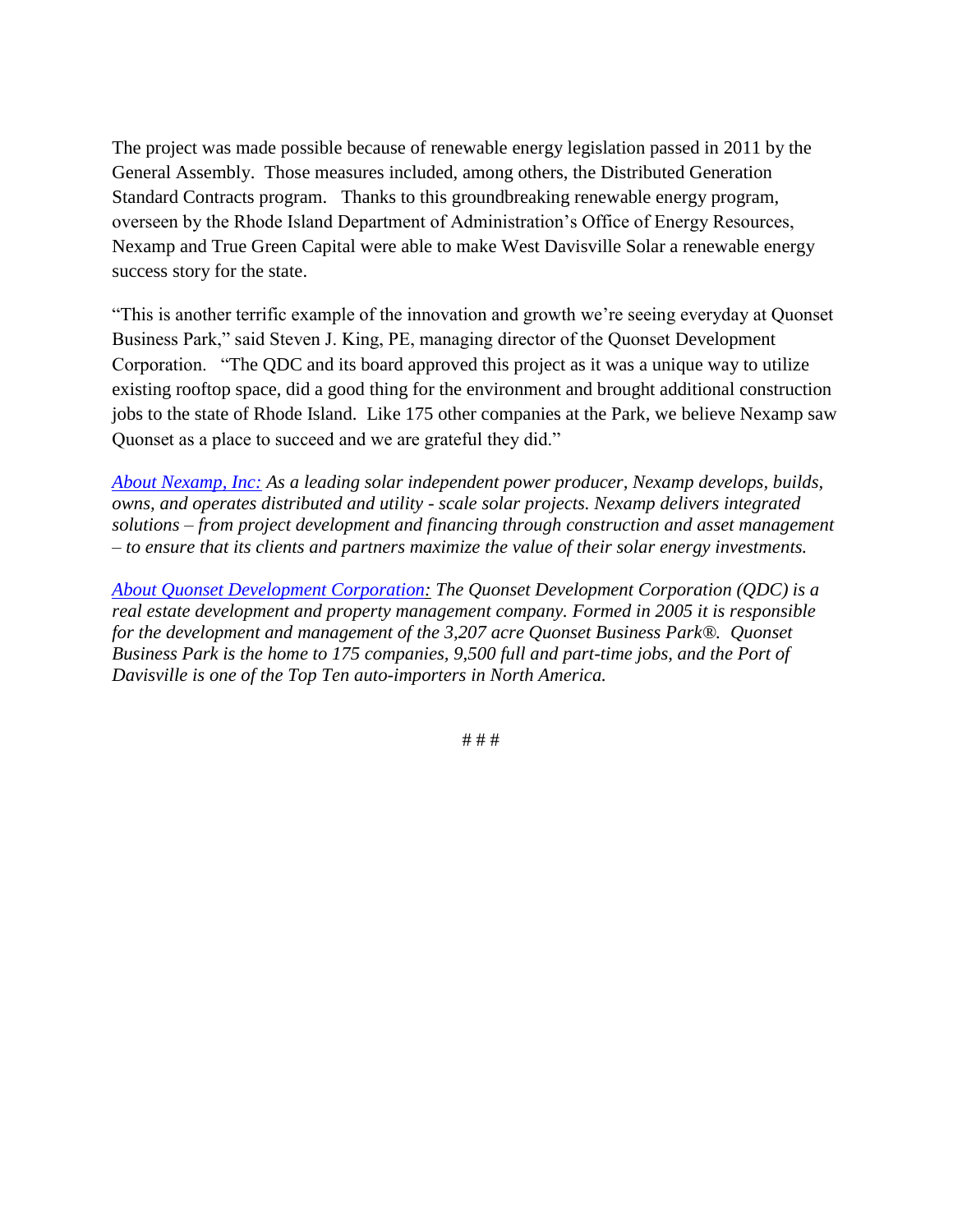The project was made possible because of renewable energy legislation passed in 2011 by the General Assembly. Those measures included, among others, the Distributed Generation Standard Contracts program. Thanks to this groundbreaking renewable energy program, overseen by the Rhode Island Department of Administration's Office of Energy Resources, Nexamp and True Green Capital were able to make West Davisville Solar a renewable energy success story for the state.

"This is another terrific example of the innovation and growth we're seeing everyday at Quonset Business Park," said Steven J. King, PE, managing director of the Quonset Development Corporation. "The QDC and its board approved this project as it was a unique way to utilize existing rooftop space, did a good thing for the environment and brought additional construction jobs to the state of Rhode Island. Like 175 other companies at the Park, we believe Nexamp saw Quonset as a place to succeed and we are grateful they did."

*About Nexamp, Inc: As a leading solar independent power producer, Nexamp develops, builds, owns, and operates distributed and utility - scale solar projects. Nexamp delivers integrated solutions – from project development and financing through construction and asset management – to ensure that its clients and partners maximize the value of their solar energy investments.*

*About Quonset Development Corporation: The Quonset Development Corporation (QDC) is a real estate development and property management company. Formed in 2005 it is responsible for the development and management of the 3,207 acre Quonset Business Park®. Quonset Business Park is the home to 175 companies, 9,500 full and part-time jobs, and the Port of Davisville is one of the Top Ten auto-importers in North America.*

# # #